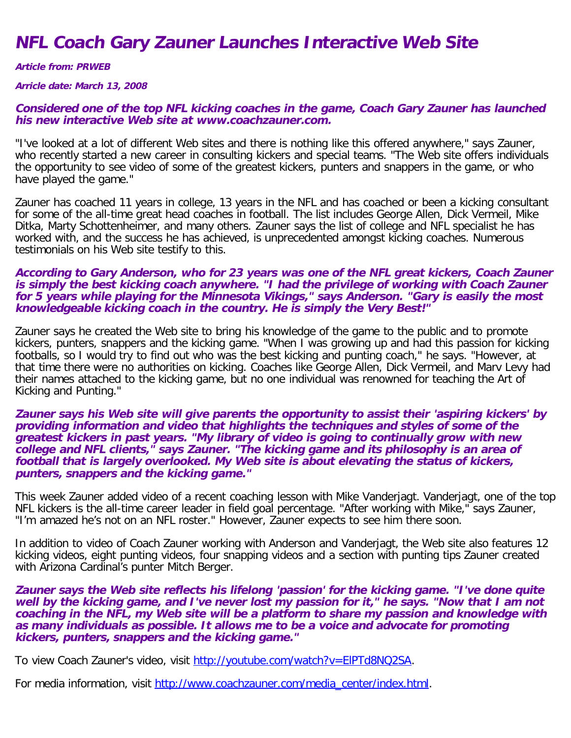# NFL Coach Gary Zauner Launches Interactive Web Site

***Article from: PRWEB***

***Arricle date: March 13, 2008***

***Considered one of the top NFL kicking coaches in the game, Coach Gary Zauner has launched his new interactive Web site at www.coachzauner.com.***

"I've looked at a lot of different Web sites and there is nothing like this offered anywhere," says Zauner, who recently started a new career in consulting kickers and special teams. "The Web site offers individuals the opportunity to see video of some of the greatest kickers, punters and snappers in the game, or who have played the game."

Zauner has coached 11 years in college, 13 years in the NFL and has coached or been a kicking consultant for some of the all-time great head coaches in football. The list includes George Allen, Dick Vermeil, Mike Ditka, Marty Schottenheimer, and many others. Zauner says the list of college and NFL specialist he has worked with, and the success he has achieved, is unprecedented amongst kicking coaches. Numerous testimonials on his Web site testify to this.

***According to Gary Anderson, who for 23 years was one of the NFL great kickers, Coach Zauner is simply the best kicking coach anywhere. "I had the privilege of working with Coach Zauner for 5 years while playing for the Minnesota Vikings," says Anderson. "Gary is easily the most knowledgeable kicking coach in the country. He is simply the Very Best!"***

Zauner says he created the Web site to bring his knowledge of the game to the public and to promote kickers, punters, snappers and the kicking game. "When I was growing up and had this passion for kicking footballs, so I would try to find out who was the best kicking and punting coach," he says. "However, at that time there were no authorities on kicking. Coaches like George Allen, Dick Vermeil, and Marv Levy had their names attached to the kicking game, but no one individual was renowned for teaching the Art of Kicking and Punting."

***Zauner says his Web site will give parents the opportunity to assist their 'aspiring kickers' by providing information and video that highlights the techniques and styles of some of the greatest kickers in past years. "My library of video is going to continually grow with new college and NFL clients," says Zauner. "The kicking game and its philosophy is an area of football that is largely overlooked. My Web site is about elevating the status of kickers, punters, snappers and the kicking game."***

This week Zauner added video of a recent coaching lesson with Mike Vanderjagt. Vanderjagt, one of the top NFL kickers is the all-time career leader in field goal percentage. "After working with Mike," says Zauner, "I'm amazed he's not on an NFL roster." However, Zauner expects to see him there soon.

In addition to video of Coach Zauner working with Anderson and Vanderjagt, the Web site also features 12 kicking videos, eight punting videos, four snapping videos and a section with punting tips Zauner created with Arizona Cardinal's punter Mitch Berger.

***Zauner says the Web site reflects his lifelong 'passion' for the kicking game. "I've done quite well by the kicking game, and I've never lost my passion for it," he says. "Now that I am not coaching in the NFL, my Web site will be a platform to share my passion and knowledge with as many individuals as possible. It allows me to be a voice and advocate for promoting kickers, punters, snappers and the kicking game."***

To view Coach Zauner's video, visit [http://youtube.com/watch?v=ElPTd8NQ2SA](http://youtube.com/watch?v=ElPTd8NQ2SA).

For media information, visit [http://www.coachzauner.com/media_center/index.html](http://www.coachzauner.com/media_center/index.html).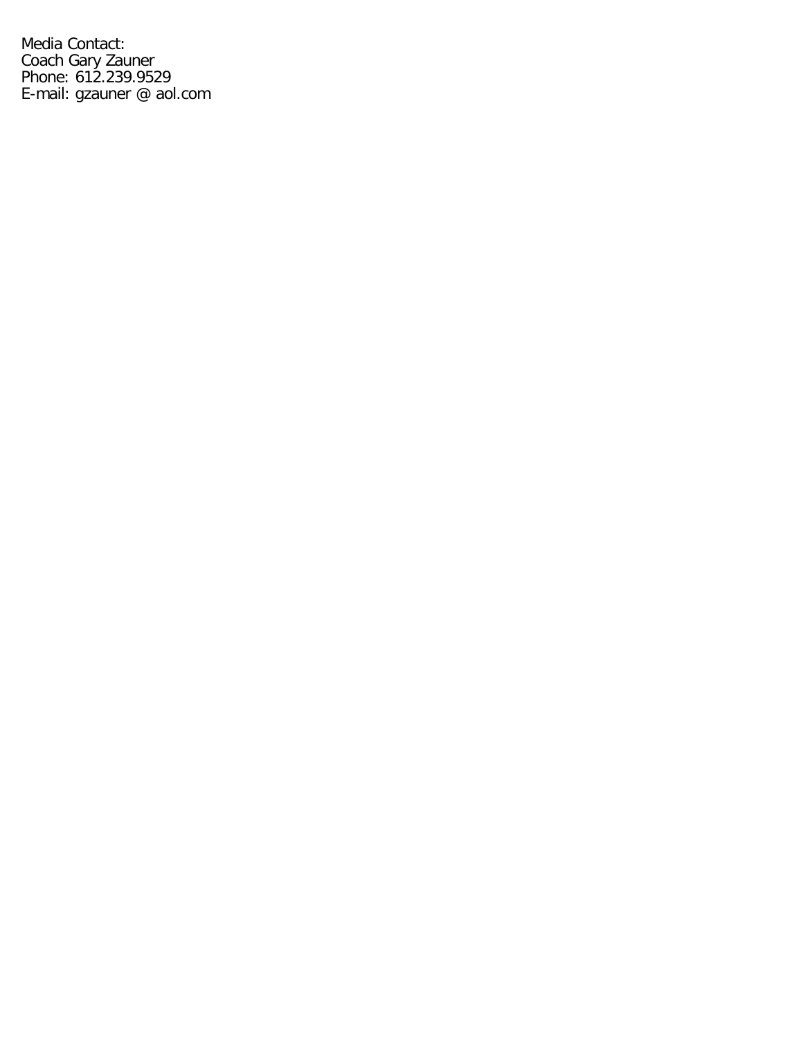Media Contact:
Coach Gary Zauner
Phone: 612.239.9529
E-mail: gzauner @ aol.com